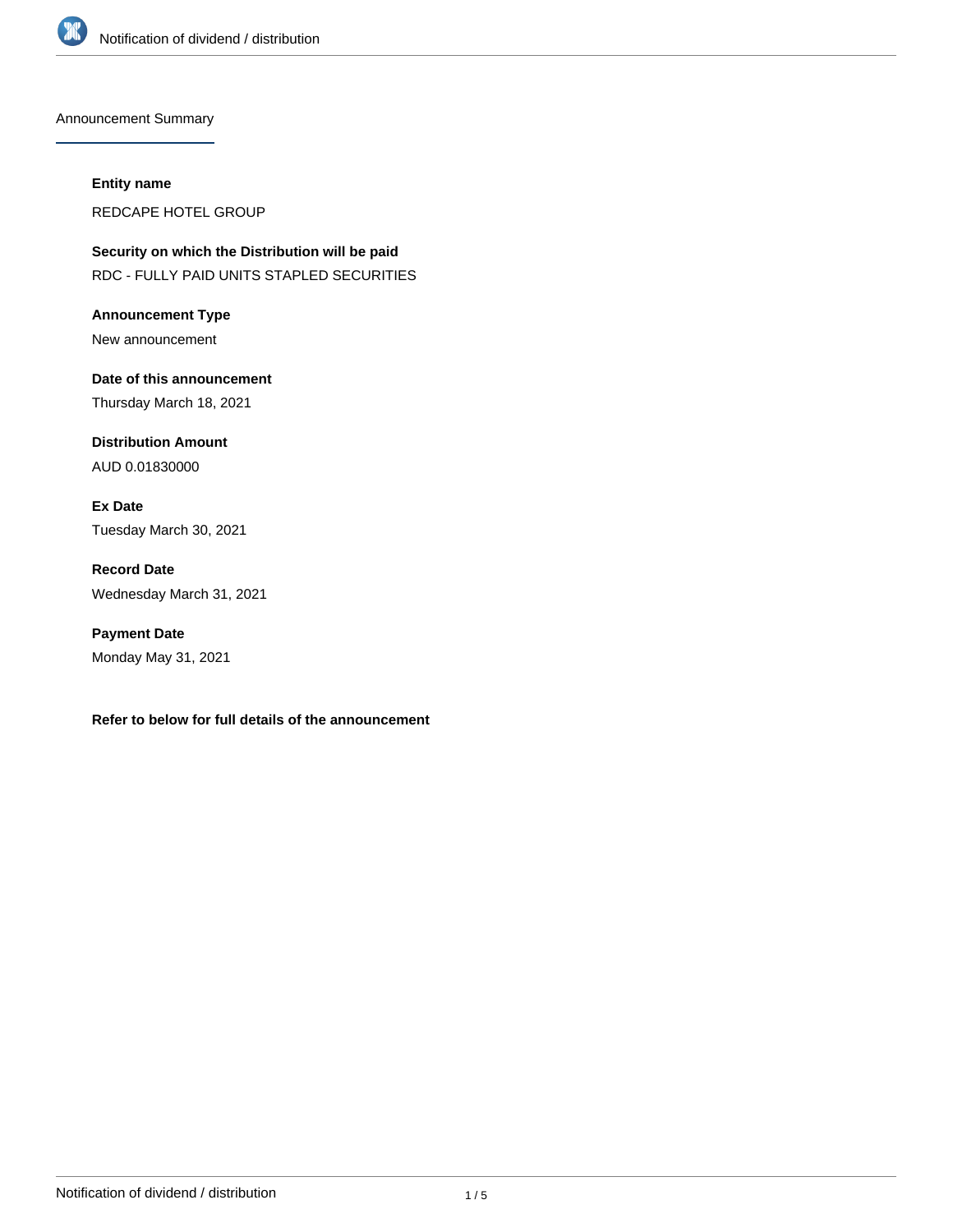## Announcement Summary

**Entity name**

REDCAPE HOTEL GROUP

**Security on which the Distribution will be paid**

RDC - FULLY PAID UNITS STAPLED SECURITIES

**Announcement Type**

New announcement

**Date of this announcement**

Thursday March 18, 2021

**Distribution Amount**

AUD 0.01830000

**Ex Date**

Tuesday March 30, 2021

**Record Date**

Wednesday March 31, 2021

**Payment Date**

Monday May 31, 2021

**Refer to below for full details of the announcement**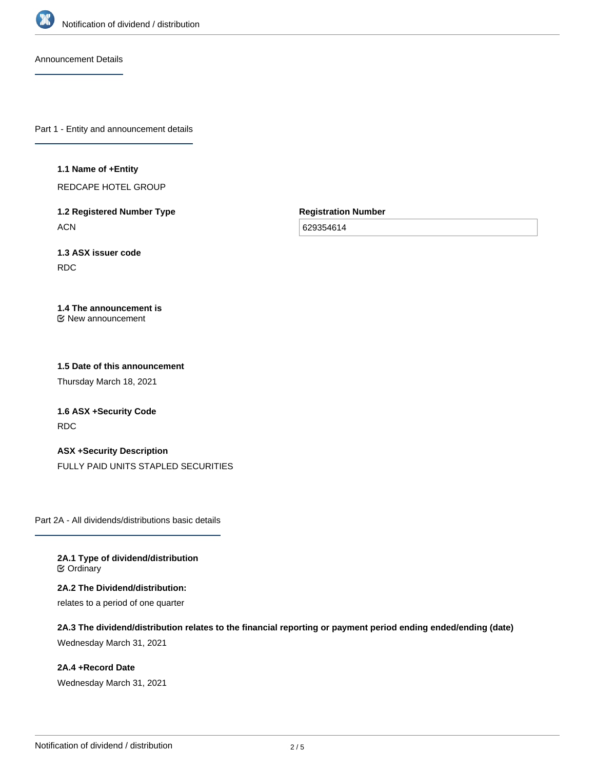Announcement Details

## Part 1 - Entity and announcement details

**1.1 Name of +Entity**

REDCAPE HOTEL GROUP

**1.2 Registered Number Type**

ACN

**Registration Number**

629354614

**1.3 ASX issuer code**

RDC

**1.4 The announcement is**

New announcement

**1.5 Date of this announcement**

Thursday March 18, 2021

**1.6 ASX +Security Code**

RDC

**ASX +Security Description**

FULLY PAID UNITS STAPLED SECURITIES

## Part 2A - All dividends/distributions basic details

**2A.1 Type of dividend/distribution**

Ordinary

**2A.2 The Dividend/distribution:**

relates to a period of one quarter

**2A.3 The dividend/distribution relates to the financial reporting or payment period ending ended/ending (date)**

Wednesday March 31, 2021

**2A.4 +Record Date**

Wednesday March 31, 2021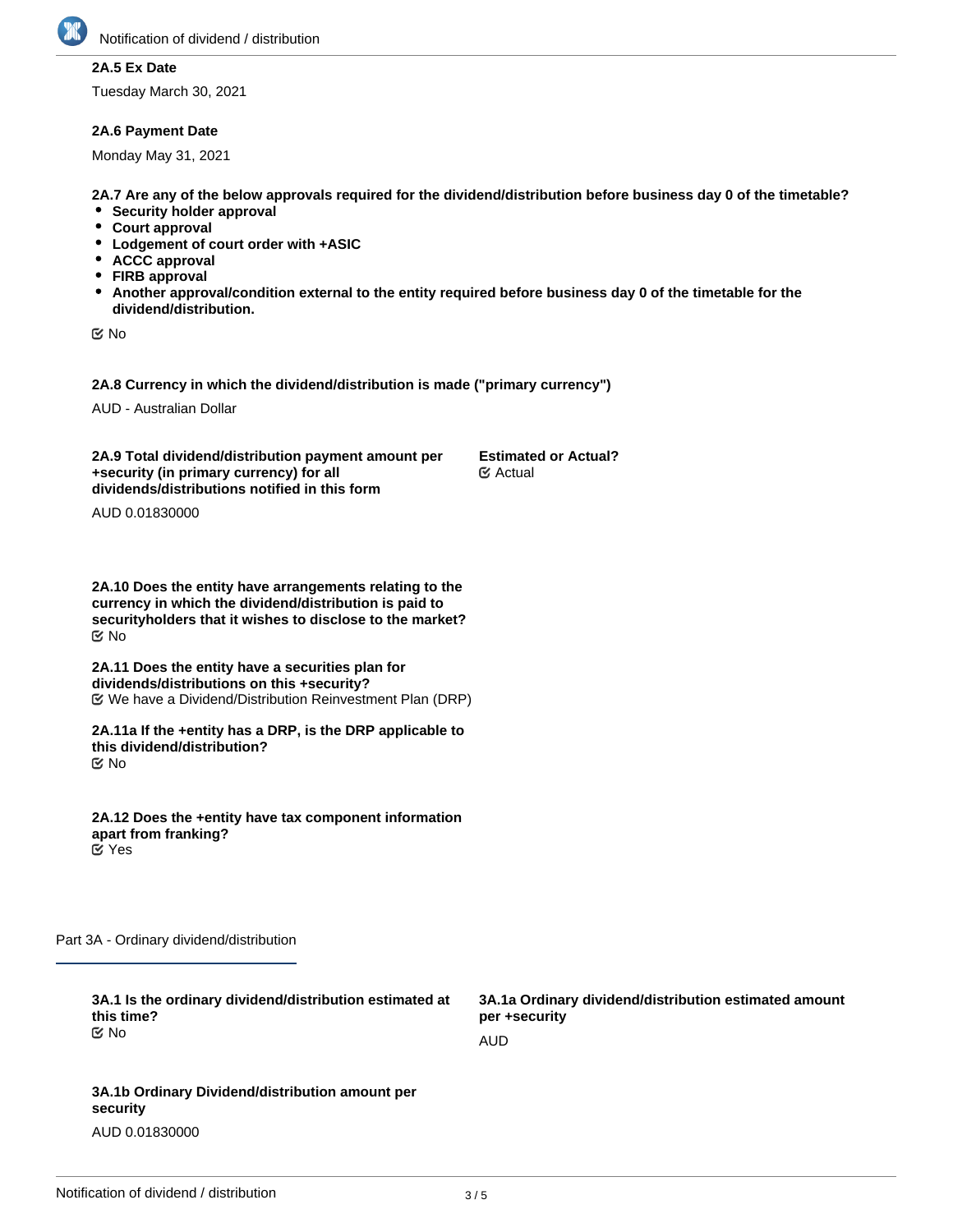**2A.5 Ex Date**

Tuesday March 30, 2021

**2A.6 Payment Date**

Monday May 31, 2021

**2A.7 Are any of the below approvals required for the dividend/distribution before business day 0 of the timetable?**

- **Security holder approval**
- **Court approval**
- **Lodgement of court order with +ASIC**
- **ACCC approval**
- **FIRB approval**
- **Another approval/condition external to the entity required before business day 0 of the timetable for the dividend/distribution.**

☑ No

**2A.8 Currency in which the dividend/distribution is made ("primary currency")**

AUD - Australian Dollar

**2A.9 Total dividend/distribution payment amount per +security (in primary currency) for all dividends/distributions notified in this form**

AUD 0.01830000

**Estimated or Actual?**

☑ Actual

**2A.10 Does the entity have arrangements relating to the currency in which the dividend/distribution is paid to securityholders that it wishes to disclose to the market?**

☑ No

**2A.11 Does the entity have a securities plan for dividends/distributions on this +security?**

☑ We have a Dividend/Distribution Reinvestment Plan (DRP)

**2A.11a If the +entity has a DRP, is the DRP applicable to this dividend/distribution?**

☑ No

**2A.12 Does the +entity have tax component information apart from franking?**

☑ Yes

## Part 3A - Ordinary dividend/distribution

**3A.1 Is the ordinary dividend/distribution estimated at this time?**

☑ No

**3A.1a Ordinary dividend/distribution estimated amount per +security**

AUD

**3A.1b Ordinary Dividend/distribution amount per security**

AUD 0.01830000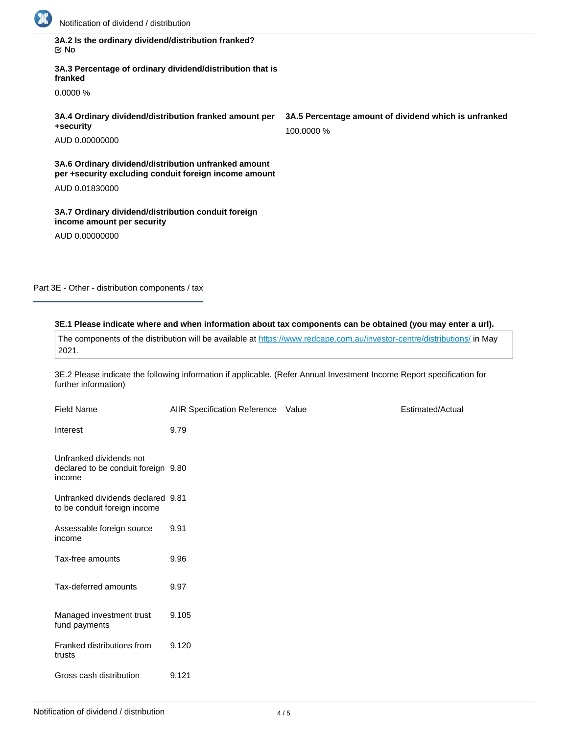**3A.2 Is the ordinary dividend/distribution franked?**
☑ No

**3A.3 Percentage of ordinary dividend/distribution that is franked**

0.0000 %

**3A.4 Ordinary dividend/distribution franked amount per +security**

AUD 0.00000000

**3A.5 Percentage amount of dividend which is unfranked**

100.0000 %

**3A.6 Ordinary dividend/distribution unfranked amount per +security excluding conduit foreign income amount**

AUD 0.01830000

**3A.7 Ordinary dividend/distribution conduit foreign income amount per security**

AUD 0.00000000

## Part 3E - Other - distribution components / tax

**3E.1 Please indicate where and when information about tax components can be obtained (you may enter a url).**

The components of the distribution will be available at https://www.redcape.com.au/investor-centre/distributions/ in May 2021.

3E.2 Please indicate the following information if applicable. (Refer Annual Investment Income Report specification for further information)

| Field Name | AIIR Specification Reference | Value | Estimated/Actual |
|---|---|---|---|
| Interest | 9.79 | | |
| Unfranked dividends not declared to be conduit foreign income | 9.80 | | |
| Unfranked dividends declared to be conduit foreign income | 9.81 | | |
| Assessable foreign source income | 9.91 | | |
| Tax-free amounts | 9.96 | | |
| Tax-deferred amounts | 9.97 | | |
| Managed investment trust fund payments | 9.105 | | |
| Franked distributions from trusts | 9.120 | | |
| Gross cash distribution | 9.121 | | |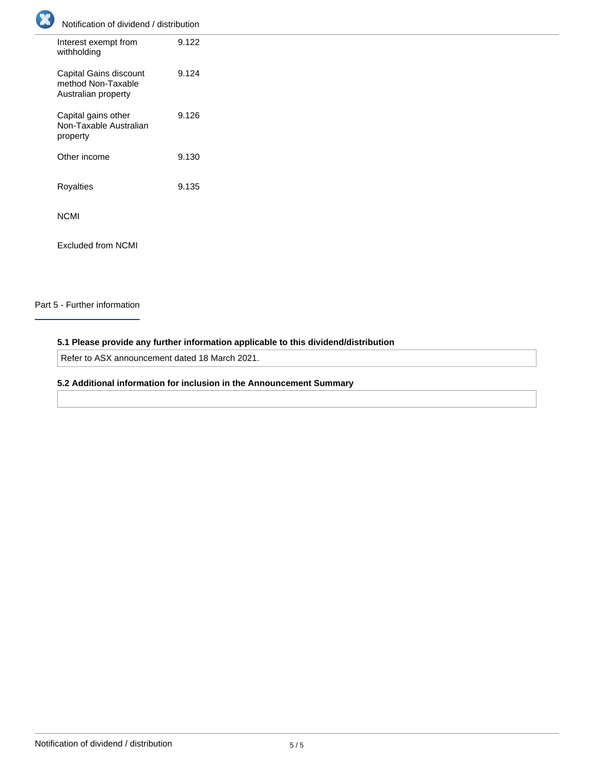| | |
|---|---|
| Interest exempt from withholding | 9.122 |
| Capital Gains discount method Non-Taxable Australian property | 9.124 |
| Capital gains other Non-Taxable Australian property | 9.126 |
| Other income | 9.130 |
| Royalties | 9.135 |
| NCMI | |
| Excluded from NCMI | |

## Part 5 - Further information

**5.1 Please provide any further information applicable to this dividend/distribution**

Refer to ASX announcement dated 18 March 2021.

**5.2 Additional information for inclusion in the Announcement Summary**